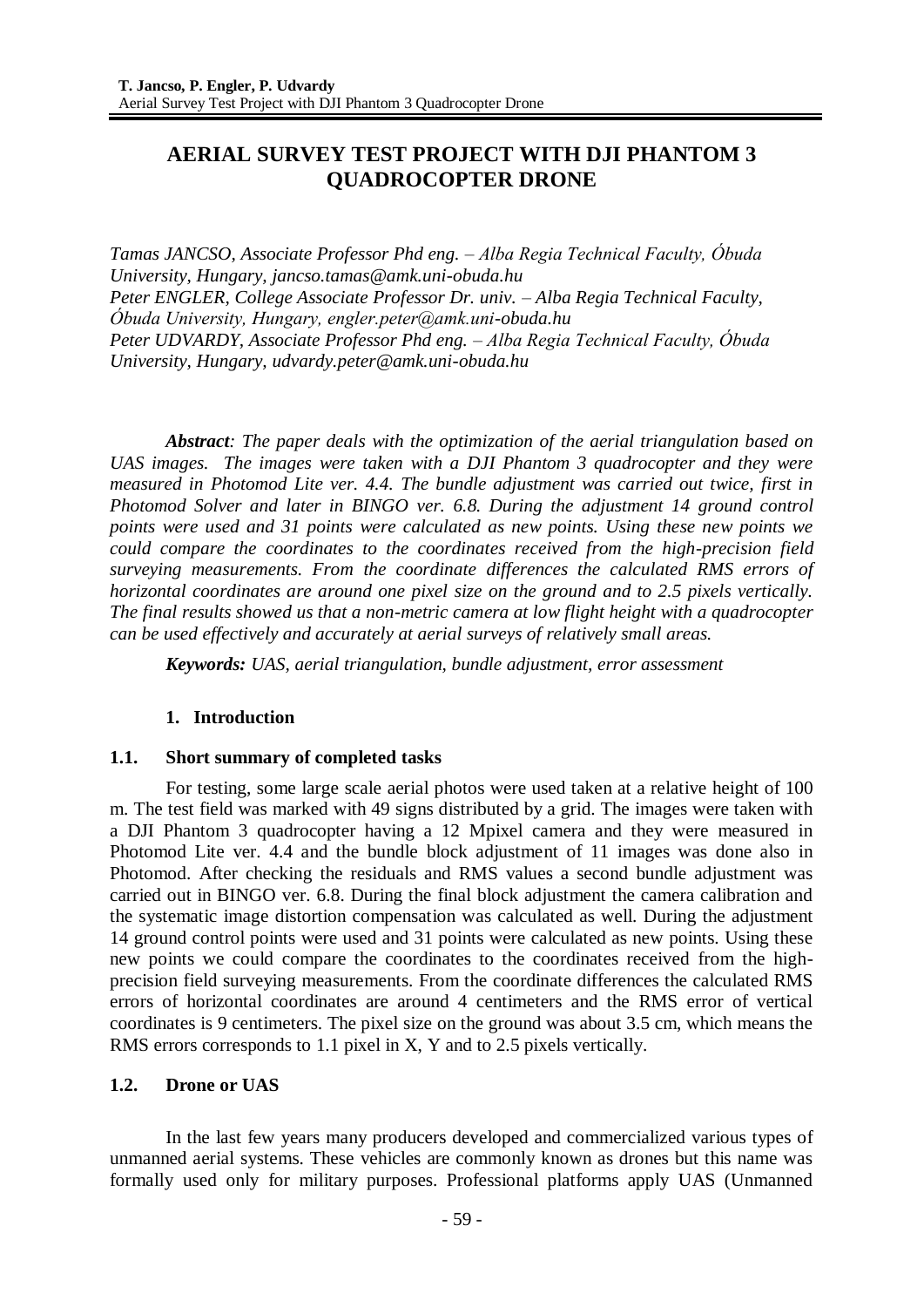# AERIAL SURVEY TEST PROJECT WITH DJI PHANTOM 3 QUADROCOPTER DRONE

*Tamas JANCSO, Associate Professor Phd eng. – Alba Regia Technical Faculty, Óbuda University, Hungary, jancso.tamas@amk.uni-obuda.hu*
*Peter ENGLER, College Associate Professor Dr. univ. – Alba Regia Technical Faculty, Óbuda University, Hungary, engler.peter@amk.uni-obuda.hu*
*Peter UDVARDY, Associate Professor Phd eng. – Alba Regia Technical Faculty, Óbuda University, Hungary, udvardy.peter@amk.uni-obuda.hu*

***Abstract**: The paper deals with the optimization of the aerial triangulation based on UAS images. The images were taken with a DJI Phantom 3 quadrocopter and they were measured in Photomod Lite ver. 4.4. The bundle adjustment was carried out twice, first in Photomod Solver and later in BINGO ver. 6.8. During the adjustment 14 ground control points were used and 31 points were calculated as new points. Using these new points we could compare the coordinates to the coordinates received from the high-precision field surveying measurements. From the coordinate differences the calculated RMS errors of horizontal coordinates are around one pixel size on the ground and to 2.5 pixels vertically. The final results showed us that a non-metric camera at low flight height with a quadrocopter can be used effectively and accurately at aerial surveys of relatively small areas.*

***Keywords:** UAS, aerial triangulation, bundle adjustment, error assessment*

## 1. Introduction

### 1.1. Short summary of completed tasks

For testing, some large scale aerial photos were used taken at a relative height of 100 m. The test field was marked with 49 signs distributed by a grid. The images were taken with a DJI Phantom 3 quadrocopter having a 12 Mpixel camera and they were measured in Photomod Lite ver. 4.4 and the bundle block adjustment of 11 images was done also in Photomod. After checking the residuals and RMS values a second bundle adjustment was carried out in BINGO ver. 6.8. During the final block adjustment the camera calibration and the systematic image distortion compensation was calculated as well. During the adjustment 14 ground control points were used and 31 points were calculated as new points. Using these new points we could compare the coordinates to the coordinates received from the high-precision field surveying measurements. From the coordinate differences the calculated RMS errors of horizontal coordinates are around 4 centimeters and the RMS error of vertical coordinates is 9 centimeters. The pixel size on the ground was about 3.5 cm, which means the RMS errors corresponds to 1.1 pixel in X, Y and to 2.5 pixels vertically.

### 1.2. Drone or UAS

In the last few years many producers developed and commercialized various types of unmanned aerial systems. These vehicles are commonly known as drones but this name was formally used only for military purposes. Professional platforms apply UAS (Unmanned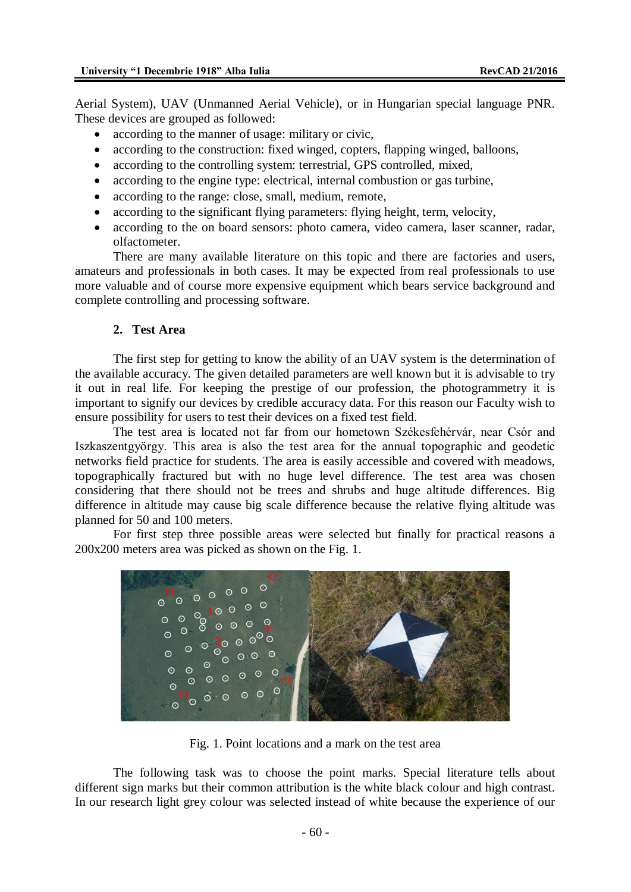Aerial System), UAV (Unmanned Aerial Vehicle), or in Hungarian special language PNR. These devices are grouped as followed:

- according to the manner of usage: military or civic,
- according to the construction: fixed winged, copters, flapping winged, balloons,
- according to the controlling system: terrestrial, GPS controlled, mixed,
- according to the engine type: electrical, internal combustion or gas turbine,
- according to the range: close, small, medium, remote,
- according to the significant flying parameters: flying height, term, velocity,
- according to the on board sensors: photo camera, video camera, laser scanner, radar, olfactometer.

There are many available literature on this topic and there are factories and users, amateurs and professionals in both cases. It may be expected from real professionals to use more valuable and of course more expensive equipment which bears service background and complete controlling and processing software.

## 2. Test Area

The first step for getting to know the ability of an UAV system is the determination of the available accuracy. The given detailed parameters are well known but it is advisable to try it out in real life. For keeping the prestige of our profession, the photogrammetry it is important to signify our devices by credible accuracy data. For this reason our Faculty wish to ensure possibility for users to test their devices on a fixed test field.

The test area is located not far from our hometown Székesfehérvár, near Csór and Iszkaszentgyörgy. This area is also the test area for the annual topographic and geodetic networks field practice for students. The area is easily accessible and covered with meadows, topographically fractured but with no huge level difference. The test area was chosen considering that there should not be trees and shrubs and huge altitude differences. Big difference in altitude may cause big scale difference because the relative flying altitude was planned for 50 and 100 meters.

For first step three possible areas were selected but finally for practical reasons a 200x200 meters area was picked as shown on the Fig. 1.

Fig. 1. Point locations and a mark on the test area

The following task was to choose the point marks. Special literature tells about different sign marks but their common attribution is the white black colour and high contrast. In our research light grey colour was selected instead of white because the experience of our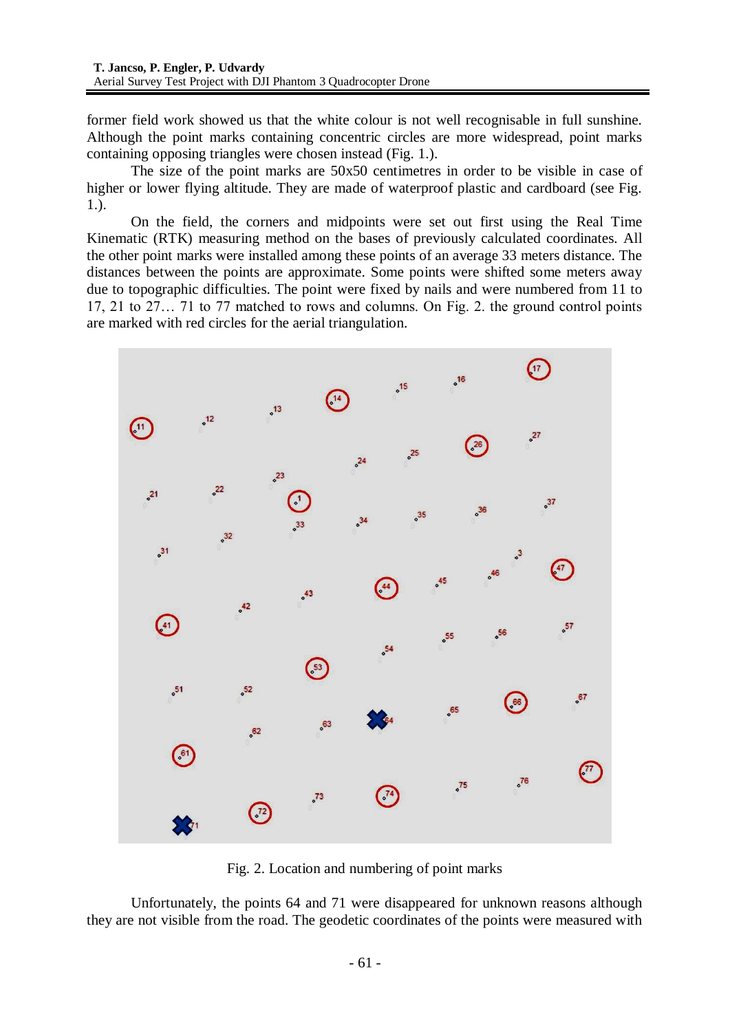former field work showed us that the white colour is not well recognisable in full sunshine. Although the point marks containing concentric circles are more widespread, point marks containing opposing triangles were chosen instead (Fig. 1.).

The size of the point marks are 50x50 centimetres in order to be visible in case of higher or lower flying altitude. They are made of waterproof plastic and cardboard (see Fig. 1.).

On the field, the corners and midpoints were set out first using the Real Time Kinematic (RTK) measuring method on the bases of previously calculated coordinates. All the other point marks were installed among these points of an average 33 meters distance. The distances between the points are approximate. Some points were shifted some meters away due to topographic difficulties. The point were fixed by nails and were numbered from 11 to 17, 21 to 27… 71 to 77 matched to rows and columns. On Fig. 2. the ground control points are marked with red circles for the aerial triangulation.

Fig. 2. Location and numbering of point marks

Unfortunately, the points 64 and 71 were disappeared for unknown reasons although they are not visible from the road. The geodetic coordinates of the points were measured with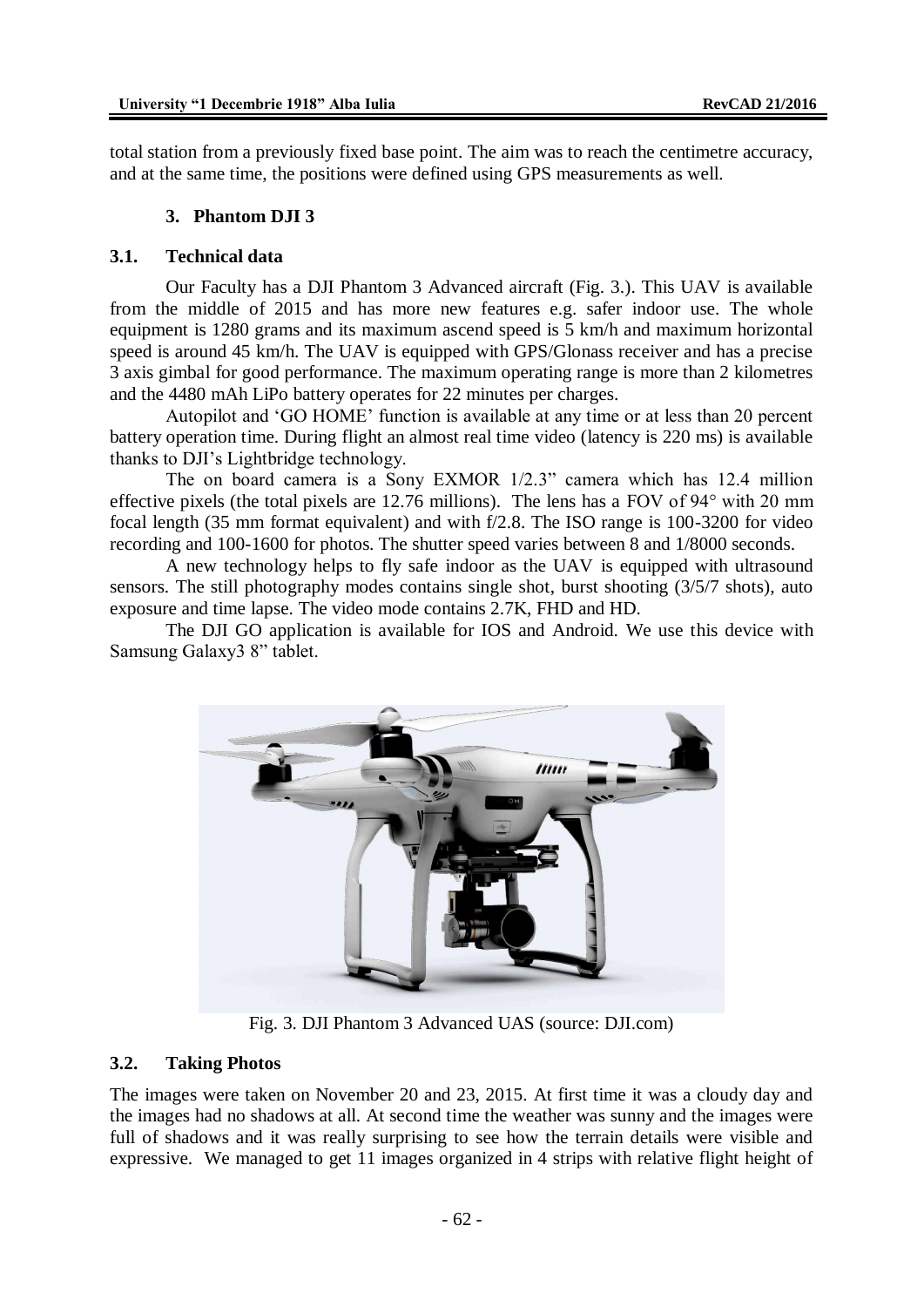total station from a previously fixed base point. The aim was to reach the centimetre accuracy, and at the same time, the positions were defined using GPS measurements as well.

## 3. Phantom DJI 3

### 3.1. Technical data

Our Faculty has a DJI Phantom 3 Advanced aircraft (Fig. 3.). This UAV is available from the middle of 2015 and has more new features e.g. safer indoor use. The whole equipment is 1280 grams and its maximum ascend speed is 5 km/h and maximum horizontal speed is around 45 km/h. The UAV is equipped with GPS/Glonass receiver and has a precise 3 axis gimbal for good performance. The maximum operating range is more than 2 kilometres and the 4480 mAh LiPo battery operates for 22 minutes per charges.

Autopilot and 'GO HOME' function is available at any time or at less than 20 percent battery operation time. During flight an almost real time video (latency is 220 ms) is available thanks to DJI's Lightbridge technology.

The on board camera is a Sony EXMOR 1/2.3" camera which has 12.4 million effective pixels (the total pixels are 12.76 millions). The lens has a FOV of 94° with 20 mm focal length (35 mm format equivalent) and with f/2.8. The ISO range is 100-3200 for video recording and 100-1600 for photos. The shutter speed varies between 8 and 1/8000 seconds.

A new technology helps to fly safe indoor as the UAV is equipped with ultrasound sensors. The still photography modes contains single shot, burst shooting (3/5/7 shots), auto exposure and time lapse. The video mode contains 2.7K, FHD and HD.

The DJI GO application is available for IOS and Android. We use this device with Samsung Galaxy3 8" tablet.

Fig. 3. DJI Phantom 3 Advanced UAS (source: DJI.com)

### 3.2. Taking Photos

The images were taken on November 20 and 23, 2015. At first time it was a cloudy day and the images had no shadows at all. At second time the weather was sunny and the images were full of shadows and it was really surprising to see how the terrain details were visible and expressive. We managed to get 11 images organized in 4 strips with relative flight height of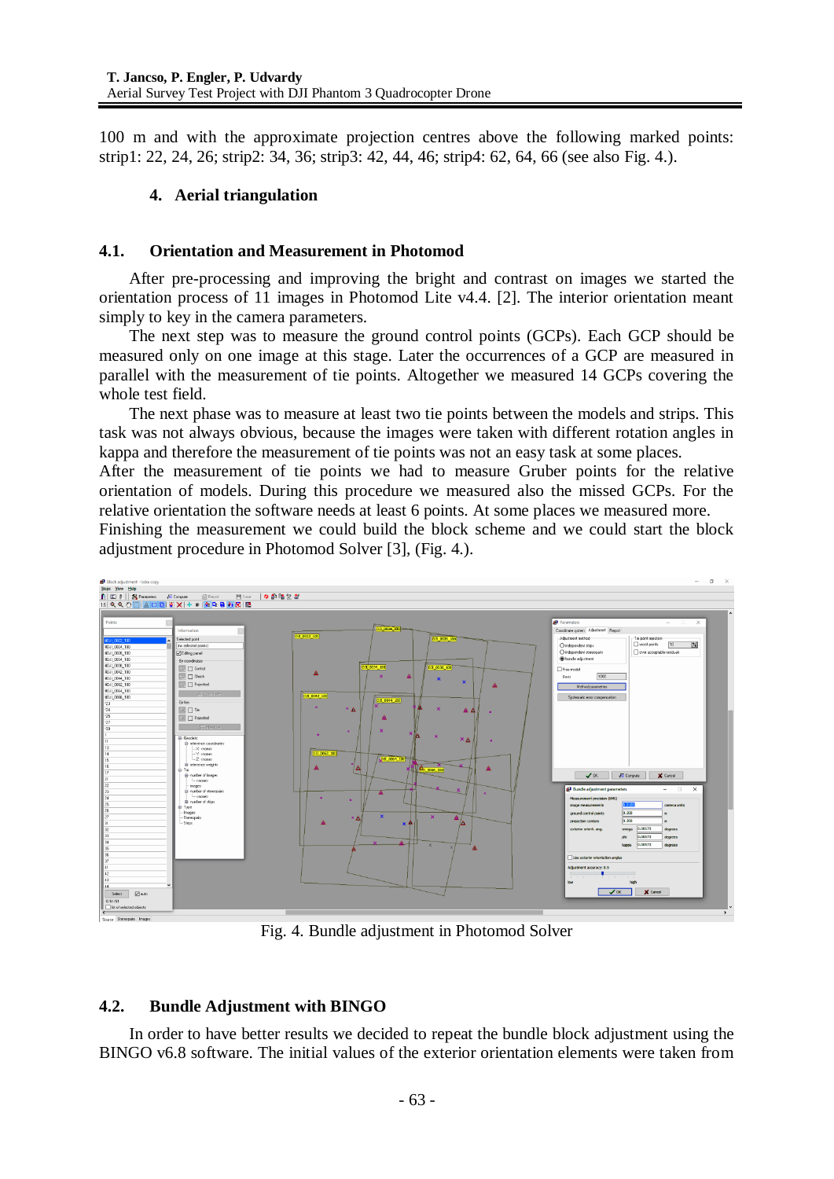100 m and with the approximate projection centres above the following marked points: strip1: 22, 24, 26; strip2: 34, 36; strip3: 42, 44, 46; strip4: 62, 64, 66 (see also Fig. 4.).

## 4. Aerial triangulation

### 4.1. Orientation and Measurement in Photomod

After pre-processing and improving the bright and contrast on images we started the orientation process of 11 images in Photomod Lite v4.4. [2]. The interior orientation meant simply to key in the camera parameters.

The next step was to measure the ground control points (GCPs). Each GCP should be measured only on one image at this stage. Later the occurrences of a GCP are measured in parallel with the measurement of tie points. Altogether we measured 14 GCPs covering the whole test field.

The next phase was to measure at least two tie points between the models and strips. This task was not always obvious, because the images were taken with different rotation angles in kappa and therefore the measurement of tie points was not an easy task at some places.
After the measurement of tie points we had to measure Gruber points for the relative orientation of models. During this procedure we measured also the missed GCPs. For the relative orientation the software needs at least 6 points. At some places we measured more.
Finishing the measurement we could build the block scheme and we could start the block adjustment procedure in Photomod Solver [3], (Fig. 4.).

Fig. 4. Bundle adjustment in Photomod Solver

### 4.2. Bundle Adjustment with BINGO

In order to have better results we decided to repeat the bundle block adjustment using the BINGO v6.8 software. The initial values of the exterior orientation elements were taken from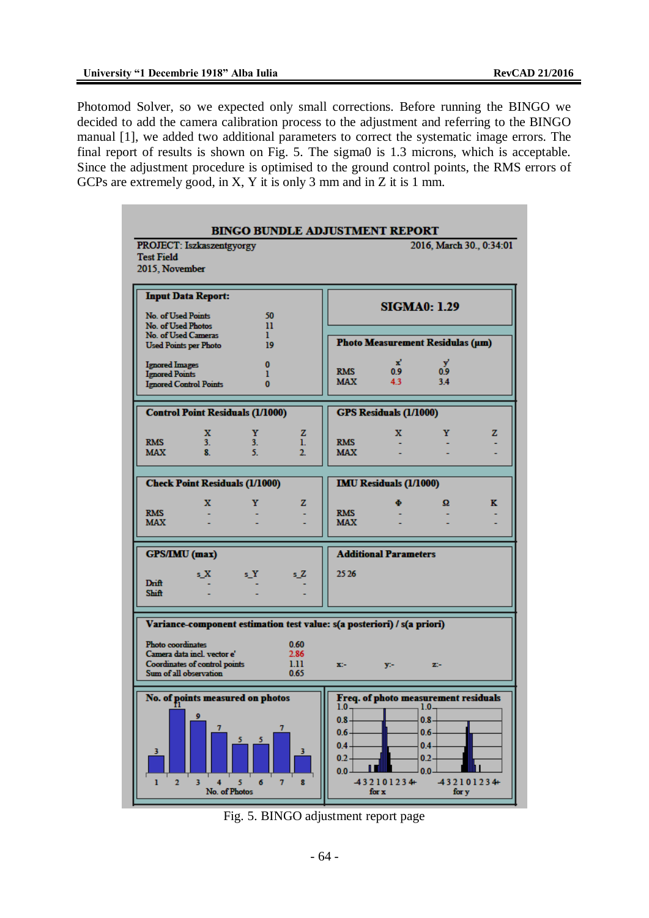Photomod Solver, so we expected only small corrections. Before running the BINGO we decided to add the camera calibration process to the adjustment and referring to the BINGO manual [1], we added two additional parameters to correct the systematic image errors. The final report of results is shown on Fig. 5. The sigma0 is 1.3 microns, which is acceptable. Since the adjustment procedure is optimised to the ground control points, the RMS errors of GCPs are extremely good, in X, Y it is only 3 mm and in Z it is 1 mm.

**BINGO BUNDLE ADJUSTMENT REPORT**

PROJECT: Iszkaszentgyorgy — 2016, March 30., 0:34:01
Test Field
2015, November

**Input Data Report:**

| | |
|---|---|
| No. of Used Points | 50 |
| No. of Used Photos | 11 |
| No. of Used Cameras | 1 |
| Used Points per Photo | 19 |
| Ignored Images | 0 |
| Ignored Points | 1 |
| Ignored Control Points | 0 |

**SIGMA0: 1.29**

**Photo Measurement Residulas (μm)**

| | x' | y' |
|---|---|---|
| RMS | 0.9 | 0.9 |
| MAX | 4.3 | 3.4 |

**Control Point Residuals (1/1000)**

| | X | Y | Z |
|---|---|---|---|
| RMS | 3. | 3. | 1. |
| MAX | 8. | 5. | 2. |

**GPS Residuals (1/1000)**

| | X | Y | Z |
|---|---|---|---|
| RMS | - | - | - |
| MAX | - | - | - |

**Check Point Residuals (1/1000)**

| | X | Y | Z |
|---|---|---|---|
| RMS | - | - | - |
| MAX | - | - | - |

**IMU Residuals (1/1000)**

| | Φ | Ω | K |
|---|---|---|---|
| RMS | - | - | - |
| MAX | - | - | - |

**GPS/IMU (max)**

| | s_X | s_Y | s_Z |
|---|---|---|---|
| Drift | - | - | - |
| Shift | - | - | - |

**Additional Parameters**

25 26

**Variance-component estimation test value: s(a posteriori) / s(a priori)**

| | | | | |
|---|---|---|---|---|
| Photo coordinates | 0.60 | | | |
| Camera data incl. vector e' | 2.86 | | | |
| Coordinates of control points | 1.11 | x:- | y:- | z:- |
| Sum of all observation | 0.65 | | | |

**No. of points measured on photos**

| No. of Photos | 1 | 2 | 3 | 4 | 5 | 6 | 7 | 8 |
|---|---|---|---|---|---|---|---|---|
| No. of points | 3 | 11 | 9 | 7 | 5 | 5 | 7 | 3 |

**Freq. of photo measurement residuals** (for x, for y; axis -4 3 2 1 0 1 2 3 4+)

Fig. 5. BINGO adjustment report page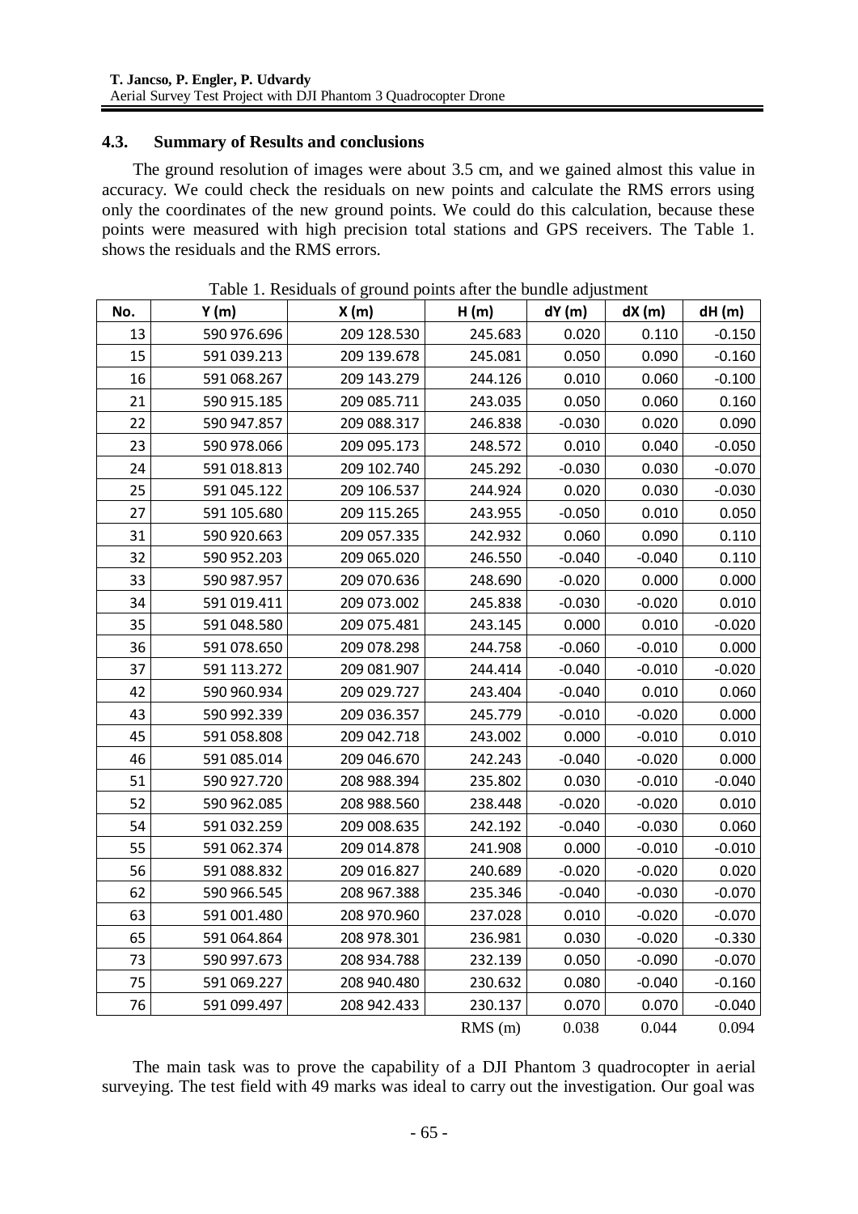### 4.3. Summary of Results and conclusions

The ground resolution of images were about 3.5 cm, and we gained almost this value in accuracy. We could check the residuals on new points and calculate the RMS errors using only the coordinates of the new ground points. We could do this calculation, because these points were measured with high precision total stations and GPS receivers. The Table 1. shows the residuals and the RMS errors.

Table 1. Residuals of ground points after the bundle adjustment

| No. | Y (m) | X (m) | H (m) | dY (m) | dX (m) | dH (m) |
|---|---|---|---|---|---|---|
| 13 | 590 976.696 | 209 128.530 | 245.683 | 0.020 | 0.110 | -0.150 |
| 15 | 591 039.213 | 209 139.678 | 245.081 | 0.050 | 0.090 | -0.160 |
| 16 | 591 068.267 | 209 143.279 | 244.126 | 0.010 | 0.060 | -0.100 |
| 21 | 590 915.185 | 209 085.711 | 243.035 | 0.050 | 0.060 | 0.160 |
| 22 | 590 947.857 | 209 088.317 | 246.838 | -0.030 | 0.020 | 0.090 |
| 23 | 590 978.066 | 209 095.173 | 248.572 | 0.010 | 0.040 | -0.050 |
| 24 | 591 018.813 | 209 102.740 | 245.292 | -0.030 | 0.030 | -0.070 |
| 25 | 591 045.122 | 209 106.537 | 244.924 | 0.020 | 0.030 | -0.030 |
| 27 | 591 105.680 | 209 115.265 | 243.955 | -0.050 | 0.010 | 0.050 |
| 31 | 590 920.663 | 209 057.335 | 242.932 | 0.060 | 0.090 | 0.110 |
| 32 | 590 952.203 | 209 065.020 | 246.550 | -0.040 | -0.040 | 0.110 |
| 33 | 590 987.957 | 209 070.636 | 248.690 | -0.020 | 0.000 | 0.000 |
| 34 | 591 019.411 | 209 073.002 | 245.838 | -0.030 | -0.020 | 0.010 |
| 35 | 591 048.580 | 209 075.481 | 243.145 | 0.000 | 0.010 | -0.020 |
| 36 | 591 078.650 | 209 078.298 | 244.758 | -0.060 | -0.010 | 0.000 |
| 37 | 591 113.272 | 209 081.907 | 244.414 | -0.040 | -0.010 | -0.020 |
| 42 | 590 960.934 | 209 029.727 | 243.404 | -0.040 | 0.010 | 0.060 |
| 43 | 590 992.339 | 209 036.357 | 245.779 | -0.010 | -0.020 | 0.000 |
| 45 | 591 058.808 | 209 042.718 | 243.002 | 0.000 | -0.010 | 0.010 |
| 46 | 591 085.014 | 209 046.670 | 242.243 | -0.040 | -0.020 | 0.000 |
| 51 | 590 927.720 | 208 988.394 | 235.802 | 0.030 | -0.010 | -0.040 |
| 52 | 590 962.085 | 208 988.560 | 238.448 | -0.020 | -0.020 | 0.010 |
| 54 | 591 032.259 | 209 008.635 | 242.192 | -0.040 | -0.030 | 0.060 |
| 55 | 591 062.374 | 209 014.878 | 241.908 | 0.000 | -0.010 | -0.010 |
| 56 | 591 088.832 | 209 016.827 | 240.689 | -0.020 | -0.020 | 0.020 |
| 62 | 590 966.545 | 208 967.388 | 235.346 | -0.040 | -0.030 | -0.070 |
| 63 | 591 001.480 | 208 970.960 | 237.028 | 0.010 | -0.020 | -0.070 |
| 65 | 591 064.864 | 208 978.301 | 236.981 | 0.030 | -0.020 | -0.330 |
| 73 | 590 997.673 | 208 934.788 | 232.139 | 0.050 | -0.090 | -0.070 |
| 75 | 591 069.227 | 208 940.480 | 230.632 | 0.080 | -0.040 | -0.160 |
| 76 | 591 099.497 | 208 942.433 | 230.137 | 0.070 | 0.070 | -0.040 |
| | | | RMS (m) | 0.038 | 0.044 | 0.094 |

The main task was to prove the capability of a DJI Phantom 3 quadrocopter in aerial surveying. The test field with 49 marks was ideal to carry out the investigation. Our goal was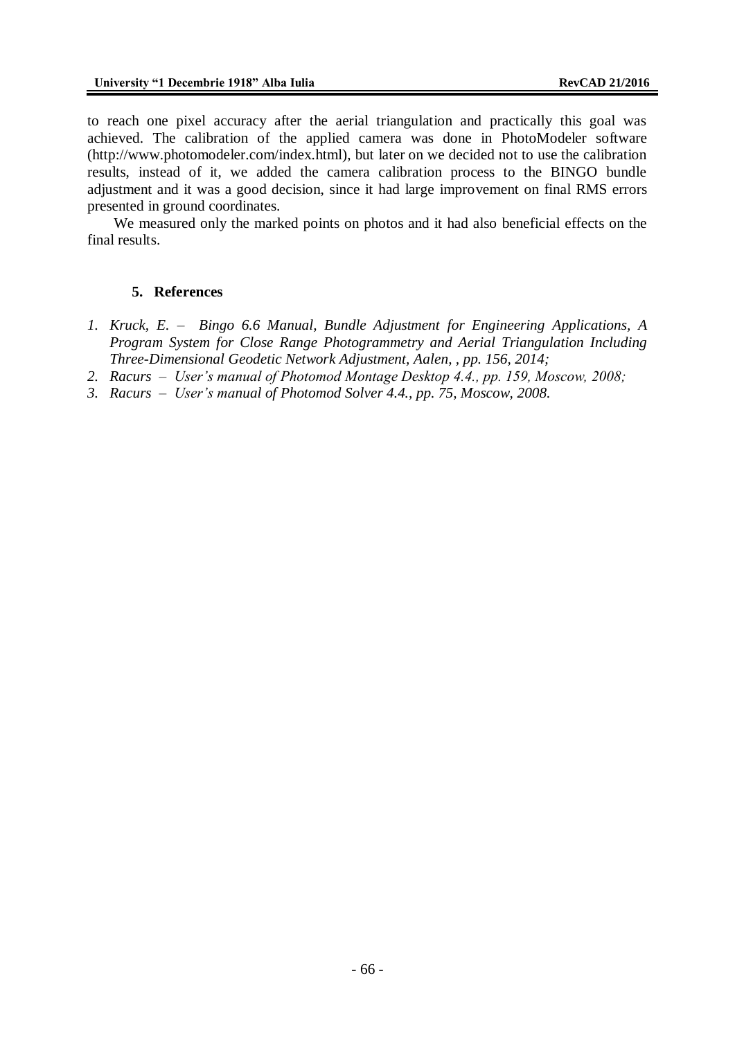to reach one pixel accuracy after the aerial triangulation and practically this goal was achieved. The calibration of the applied camera was done in PhotoModeler software (http://www.photomodeler.com/index.html), but later on we decided not to use the calibration results, instead of it, we added the camera calibration process to the BINGO bundle adjustment and it was a good decision, since it had large improvement on final RMS errors presented in ground coordinates.

We measured only the marked points on photos and it had also beneficial effects on the final results.

## 5. References

1. *Kruck, E. – Bingo 6.6 Manual, Bundle Adjustment for Engineering Applications, A Program System for Close Range Photogrammetry and Aerial Triangulation Including Three-Dimensional Geodetic Network Adjustment, Aalen, , pp. 156, 2014;*
2. *Racurs – User's manual of Photomod Montage Desktop 4.4., pp. 159, Moscow, 2008;*
3. *Racurs – User's manual of Photomod Solver 4.4., pp. 75, Moscow, 2008.*